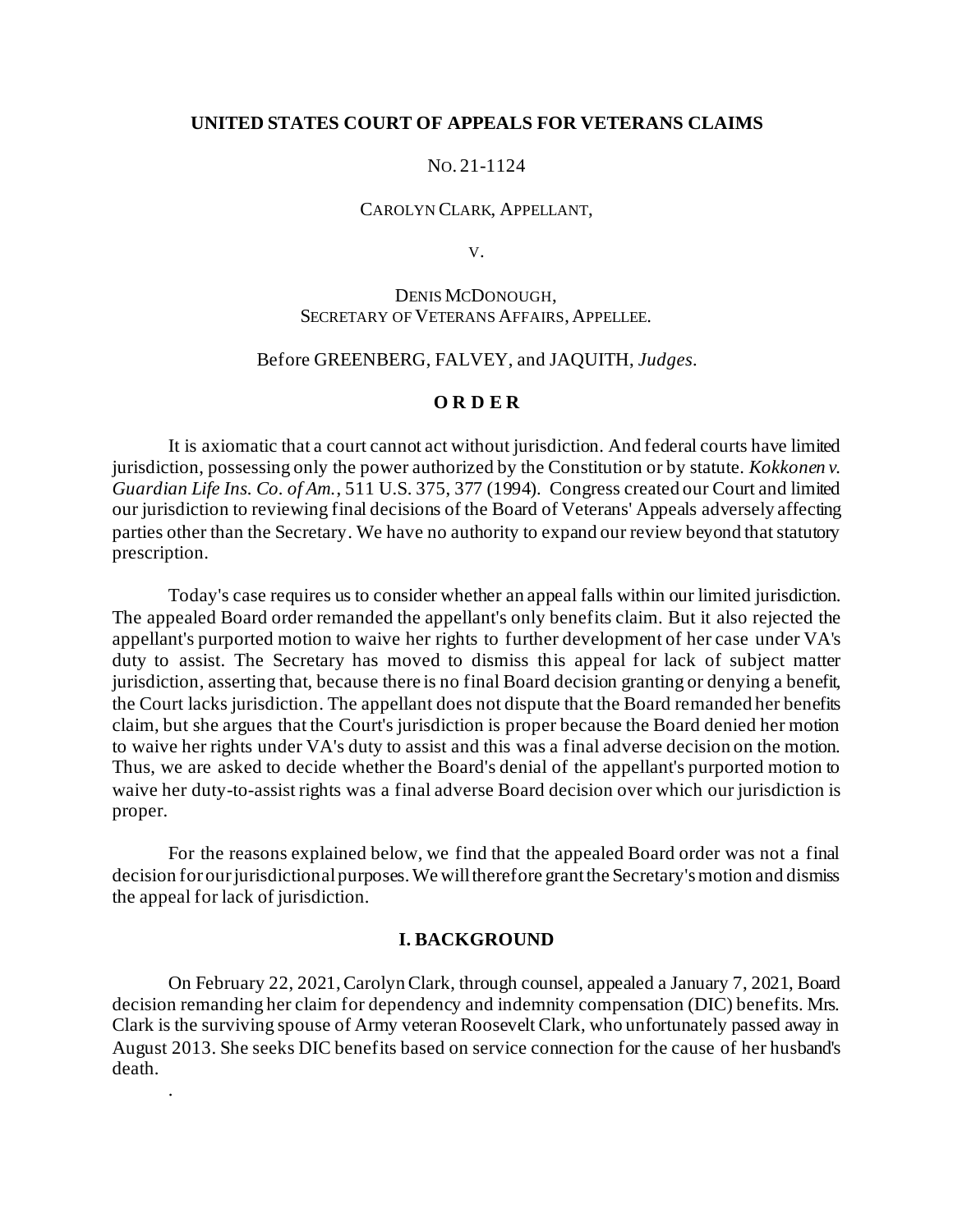**UNITED STATES COURT OF APPEALS FOR VETERANS CLAIMS**

NO. 21-1124

CAROLYN CLARK, APPELLANT,

V.

DENIS MCDONOUGH,
SECRETARY OF VETERANS AFFAIRS, APPELLEE.

Before GREENBERG, FALVEY, and JAQUITH, *Judges*.

**O R D E R**

It is axiomatic that a court cannot act without jurisdiction. And federal courts have limited jurisdiction, possessing only the power authorized by the Constitution or by statute. *Kokkonen v. Guardian Life Ins. Co. of Am.*, 511 U.S. 375, 377 (1994). Congress created our Court and limited our jurisdiction to reviewing final decisions of the Board of Veterans' Appeals adversely affecting parties other than the Secretary. We have no authority to expand our review beyond that statutory prescription.

Today's case requires us to consider whether an appeal falls within our limited jurisdiction. The appealed Board order remanded the appellant's only benefits claim. But it also rejected the appellant's purported motion to waive her rights to further development of her case under VA's duty to assist. The Secretary has moved to dismiss this appeal for lack of subject matter jurisdiction, asserting that, because there is no final Board decision granting or denying a benefit, the Court lacks jurisdiction. The appellant does not dispute that the Board remanded her benefits claim, but she argues that the Court's jurisdiction is proper because the Board denied her motion to waive her rights under VA's duty to assist and this was a final adverse decision on the motion. Thus, we are asked to decide whether the Board's denial of the appellant's purported motion to waive her duty-to-assist rights was a final adverse Board decision over which our jurisdiction is proper.

For the reasons explained below, we find that the appealed Board order was not a final decision for our jurisdictional purposes. We will therefore grant the Secretary's motion and dismiss the appeal for lack of jurisdiction.

**I. BACKGROUND**

On February 22, 2021, Carolyn Clark, through counsel, appealed a January 7, 2021, Board decision remanding her claim for dependency and indemnity compensation (DIC) benefits. Mrs. Clark is the surviving spouse of Army veteran Roosevelt Clark, who unfortunately passed away in August 2013. She seeks DIC benefits based on service connection for the cause of her husband's death.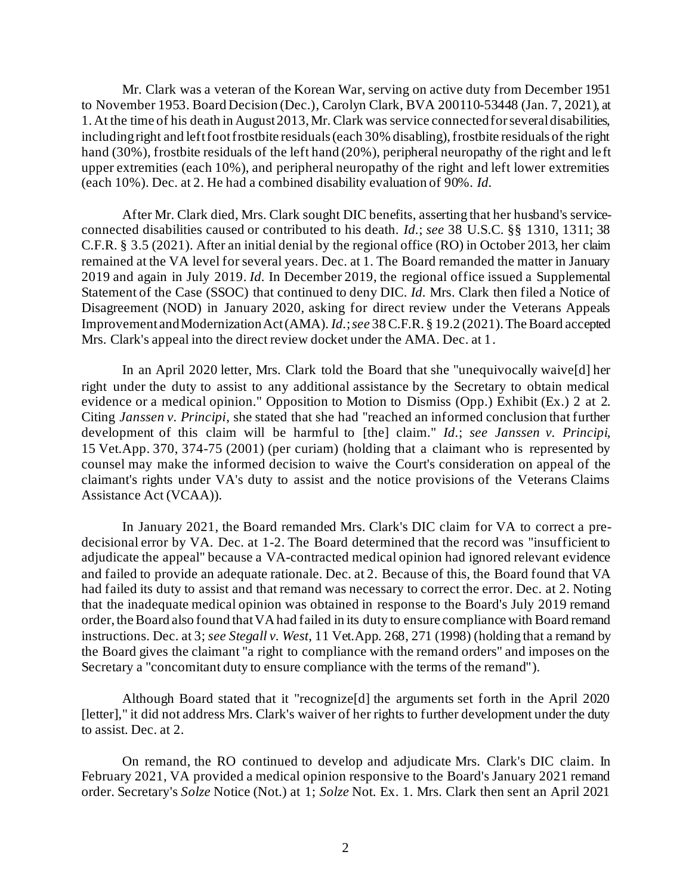Mr. Clark was a veteran of the Korean War, serving on active duty from December 1951 to November 1953. Board Decision (Dec.), Carolyn Clark, BVA 200110-53448 (Jan. 7, 2021), at 1. At the time of his death in August 2013, Mr. Clark was service connected for several disabilities, including right and left foot frostbite residuals (each 30% disabling), frostbite residuals of the right hand (30%), frostbite residuals of the left hand (20%), peripheral neuropathy of the right and left upper extremities (each 10%), and peripheral neuropathy of the right and left lower extremities (each 10%). Dec. at 2. He had a combined disability evaluation of 90%. *Id.*

After Mr. Clark died, Mrs. Clark sought DIC benefits, asserting that her husband's service-connected disabilities caused or contributed to his death. *Id.*; *see* 38 U.S.C. §§ 1310, 1311; 38 C.F.R. § 3.5 (2021). After an initial denial by the regional office (RO) in October 2013, her claim remained at the VA level for several years. Dec. at 1. The Board remanded the matter in January 2019 and again in July 2019. *Id.* In December 2019, the regional office issued a Supplemental Statement of the Case (SSOC) that continued to deny DIC. *Id.* Mrs. Clark then filed a Notice of Disagreement (NOD) in January 2020, asking for direct review under the Veterans Appeals Improvement and Modernization Act (AMA). *Id.*; *see* 38 C.F.R. § 19.2 (2021). The Board accepted Mrs. Clark's appeal into the direct review docket under the AMA. Dec. at 1.

In an April 2020 letter, Mrs. Clark told the Board that she "unequivocally waive[d] her right under the duty to assist to any additional assistance by the Secretary to obtain medical evidence or a medical opinion." Opposition to Motion to Dismiss (Opp.) Exhibit (Ex.) 2 at 2. Citing *Janssen v. Principi*, she stated that she had "reached an informed conclusion that further development of this claim will be harmful to [the] claim." *Id.*; *see Janssen v. Principi*, 15 Vet.App. 370, 374-75 (2001) (per curiam) (holding that a claimant who is represented by counsel may make the informed decision to waive the Court's consideration on appeal of the claimant's rights under VA's duty to assist and the notice provisions of the Veterans Claims Assistance Act (VCAA)).

In January 2021, the Board remanded Mrs. Clark's DIC claim for VA to correct a pre-decisional error by VA. Dec. at 1-2. The Board determined that the record was "insufficient to adjudicate the appeal" because a VA-contracted medical opinion had ignored relevant evidence and failed to provide an adequate rationale. Dec. at 2. Because of this, the Board found that VA had failed its duty to assist and that remand was necessary to correct the error. Dec. at 2. Noting that the inadequate medical opinion was obtained in response to the Board's July 2019 remand order, the Board also found that VA had failed in its duty to ensure compliance with Board remand instructions. Dec. at 3; *see Stegall v. West*, 11 Vet.App. 268, 271 (1998) (holding that a remand by the Board gives the claimant "a right to compliance with the remand orders" and imposes on the Secretary a "concomitant duty to ensure compliance with the terms of the remand").

Although Board stated that it "recognize[d] the arguments set forth in the April 2020 [letter]," it did not address Mrs. Clark's waiver of her rights to further development under the duty to assist. Dec. at 2.

On remand, the RO continued to develop and adjudicate Mrs. Clark's DIC claim. In February 2021, VA provided a medical opinion responsive to the Board's January 2021 remand order. Secretary's *Solze* Notice (Not.) at 1; *Solze* Not. Ex. 1. Mrs. Clark then sent an April 2021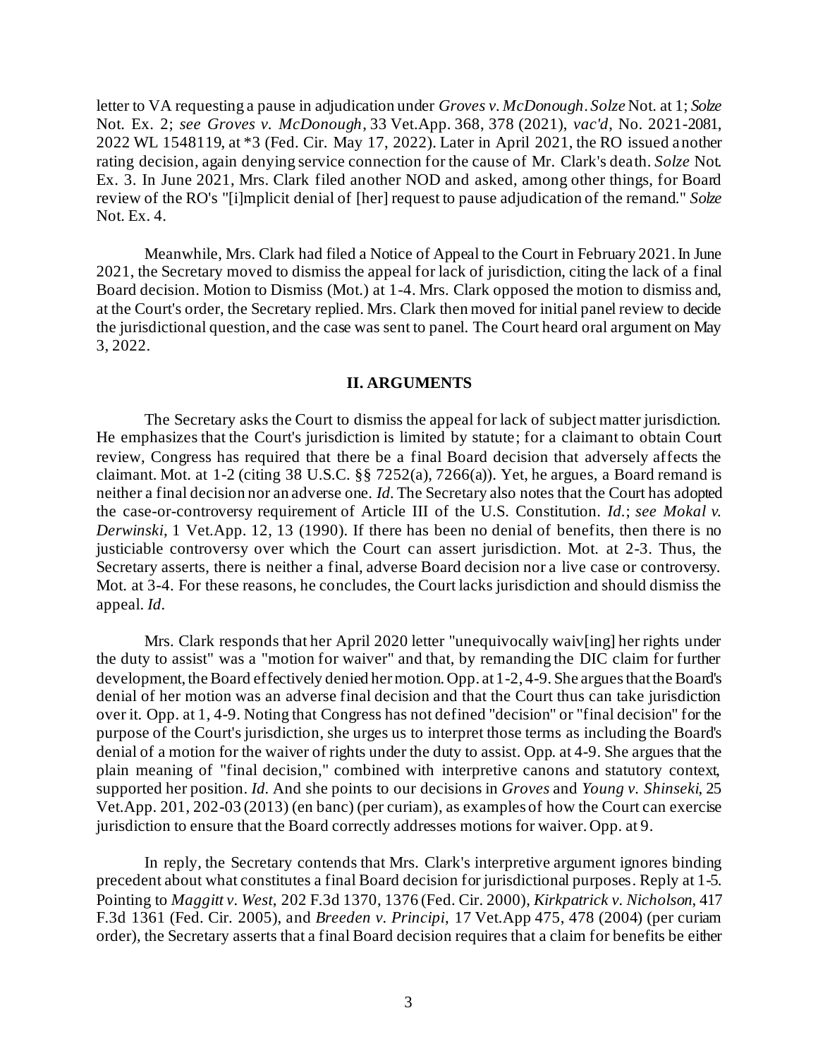letter to VA requesting a pause in adjudication under *Groves v. McDonough*. *Solze* Not. at 1; *Solze* Not. Ex. 2; *see Groves v. McDonough*, 33 Vet.App. 368, 378 (2021), *vac'd*, No. 2021-2081, 2022 WL 1548119, at *3 (Fed. Cir. May 17, 2022). Later in April 2021, the RO issued another rating decision, again denying service connection for the cause of Mr. Clark's death. *Solze* Not. Ex. 3. In June 2021, Mrs. Clark filed another NOD and asked, among other things, for Board review of the RO's "[i]mplicit denial of [her] request to pause adjudication of the remand." *Solze* Not. Ex. 4.

Meanwhile, Mrs. Clark had filed a Notice of Appeal to the Court in February 2021. In June 2021, the Secretary moved to dismiss the appeal for lack of jurisdiction, citing the lack of a final Board decision. Motion to Dismiss (Mot.) at 1-4. Mrs. Clark opposed the motion to dismiss and, at the Court's order, the Secretary replied. Mrs. Clark then moved for initial panel review to decide the jurisdictional question, and the case was sent to panel. The Court heard oral argument on May 3, 2022.

## II. ARGUMENTS

The Secretary asks the Court to dismiss the appeal for lack of subject matter jurisdiction. He emphasizes that the Court's jurisdiction is limited by statute; for a claimant to obtain Court review, Congress has required that there be a final Board decision that adversely affects the claimant. Mot. at 1-2 (citing 38 U.S.C. §§ 7252(a), 7266(a)). Yet, he argues, a Board remand is neither a final decision nor an adverse one. *Id.* The Secretary also notes that the Court has adopted the case-or-controversy requirement of Article III of the U.S. Constitution. *Id.*; *see Mokal v. Derwinski*, 1 Vet.App. 12, 13 (1990). If there has been no denial of benefits, then there is no justiciable controversy over which the Court can assert jurisdiction. Mot. at 2-3. Thus, the Secretary asserts, there is neither a final, adverse Board decision nor a live case or controversy. Mot. at 3-4. For these reasons, he concludes, the Court lacks jurisdiction and should dismiss the appeal. *Id.*

Mrs. Clark responds that her April 2020 letter "unequivocally waiv[ing] her rights under the duty to assist" was a "motion for waiver" and that, by remanding the DIC claim for further development, the Board effectively denied her motion. Opp. at 1-2, 4-9. She argues that the Board's denial of her motion was an adverse final decision and that the Court thus can take jurisdiction over it. Opp. at 1, 4-9. Noting that Congress has not defined "decision" or "final decision" for the purpose of the Court's jurisdiction, she urges us to interpret those terms as including the Board's denial of a motion for the waiver of rights under the duty to assist. Opp. at 4-9. She argues that the plain meaning of "final decision," combined with interpretive canons and statutory context, supported her position. *Id.* And she points to our decisions in *Groves* and *Young v. Shinseki*, 25 Vet.App. 201, 202-03 (2013) (en banc) (per curiam), as examples of how the Court can exercise jurisdiction to ensure that the Board correctly addresses motions for waiver. Opp. at 9.

In reply, the Secretary contends that Mrs. Clark's interpretive argument ignores binding precedent about what constitutes a final Board decision for jurisdictional purposes. Reply at 1-5. Pointing to *Maggitt v. West*, 202 F.3d 1370, 1376 (Fed. Cir. 2000), *Kirkpatrick v. Nicholson*, 417 F.3d 1361 (Fed. Cir. 2005), and *Breeden v. Principi*, 17 Vet.App 475, 478 (2004) (per curiam order), the Secretary asserts that a final Board decision requires that a claim for benefits be either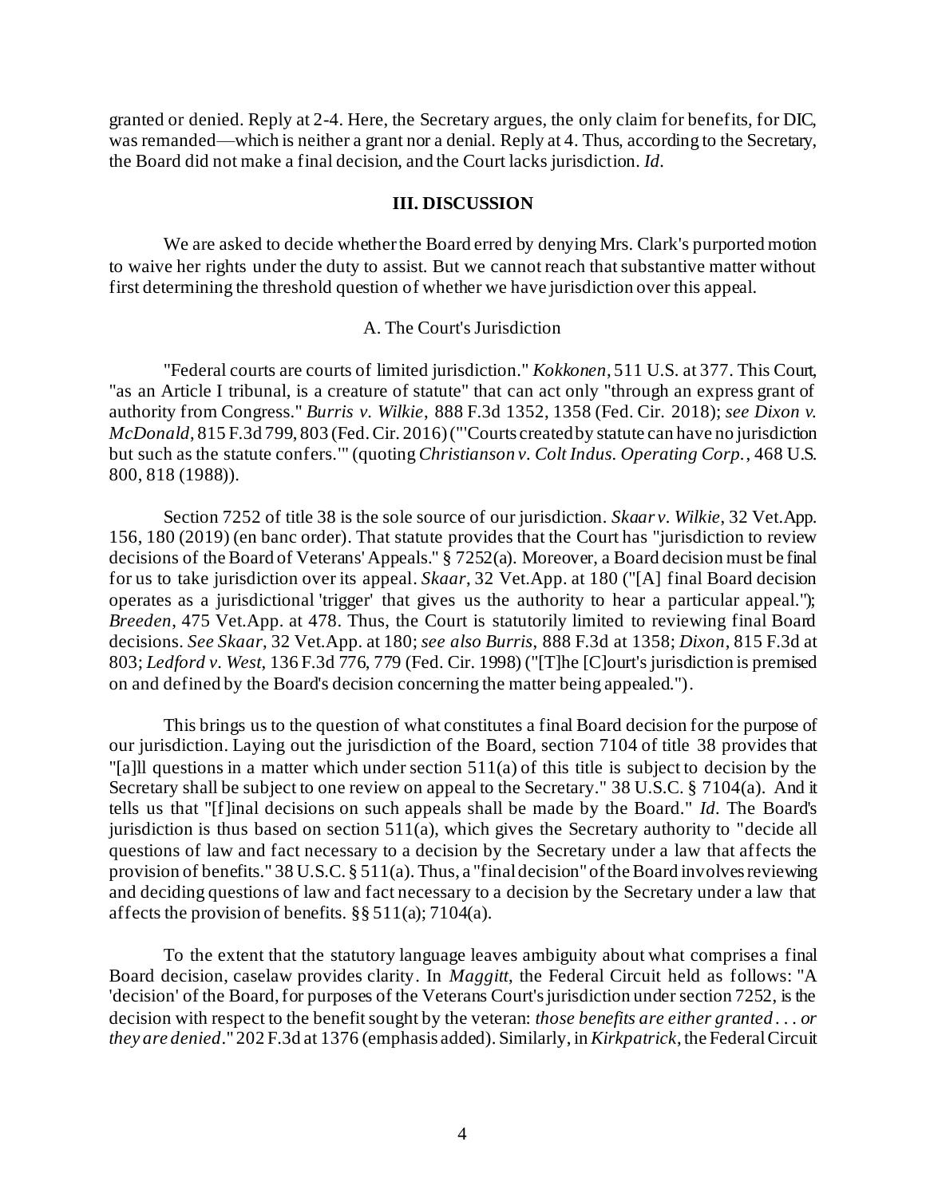granted or denied. Reply at 2-4. Here, the Secretary argues, the only claim for benefits, for DIC, was remanded—which is neither a grant nor a denial. Reply at 4. Thus, according to the Secretary, the Board did not make a final decision, and the Court lacks jurisdiction. *Id*.

## III. DISCUSSION

We are asked to decide whether the Board erred by denying Mrs. Clark's purported motion to waive her rights under the duty to assist. But we cannot reach that substantive matter without first determining the threshold question of whether we have jurisdiction over this appeal.

### A. The Court's Jurisdiction

"Federal courts are courts of limited jurisdiction." *Kokkonen*, 511 U.S. at 377. This Court, "as an Article I tribunal, is a creature of statute" that can act only "through an express grant of authority from Congress." *Burris v. Wilkie*, 888 F.3d 1352, 1358 (Fed. Cir. 2018); *see Dixon v. McDonald*, 815 F.3d 799, 803 (Fed. Cir. 2016) ("'Courts created by statute can have no jurisdiction but such as the statute confers.'" (quoting *Christianson v. Colt Indus. Operating Corp.*, 468 U.S. 800, 818 (1988)).

Section 7252 of title 38 is the sole source of our jurisdiction. *Skaar v. Wilkie*, 32 Vet.App. 156, 180 (2019) (en banc order). That statute provides that the Court has "jurisdiction to review decisions of the Board of Veterans' Appeals." § 7252(a). Moreover, a Board decision must be final for us to take jurisdiction over its appeal. *Skaar*, 32 Vet.App. at 180 ("[A] final Board decision operates as a jurisdictional 'trigger' that gives us the authority to hear a particular appeal."); *Breeden*, 475 Vet.App. at 478. Thus, the Court is statutorily limited to reviewing final Board decisions. *See Skaar*, 32 Vet.App. at 180; *see also Burris*, 888 F.3d at 1358; *Dixon*, 815 F.3d at 803; *Ledford v. West*, 136 F.3d 776, 779 (Fed. Cir. 1998) ("[T]he [C]ourt's jurisdiction is premised on and defined by the Board's decision concerning the matter being appealed.").

This brings us to the question of what constitutes a final Board decision for the purpose of our jurisdiction. Laying out the jurisdiction of the Board, section 7104 of title 38 provides that "[a]ll questions in a matter which under section 511(a) of this title is subject to decision by the Secretary shall be subject to one review on appeal to the Secretary." 38 U.S.C. § 7104(a). And it tells us that "[f]inal decisions on such appeals shall be made by the Board." *Id*. The Board's jurisdiction is thus based on section 511(a), which gives the Secretary authority to "decide all questions of law and fact necessary to a decision by the Secretary under a law that affects the provision of benefits." 38 U.S.C. § 511(a). Thus, a "final decision" of the Board involves reviewing and deciding questions of law and fact necessary to a decision by the Secretary under a law that affects the provision of benefits. §§ 511(a); 7104(a).

To the extent that the statutory language leaves ambiguity about what comprises a final Board decision, caselaw provides clarity. In *Maggitt*, the Federal Circuit held as follows: "A 'decision' of the Board, for purposes of the Veterans Court's jurisdiction under section 7252, is the decision with respect to the benefit sought by the veteran: *those benefits are either granted . . . or they are denied*." 202 F.3d at 1376 (emphasis added). Similarly, in *Kirkpatrick*, the Federal Circuit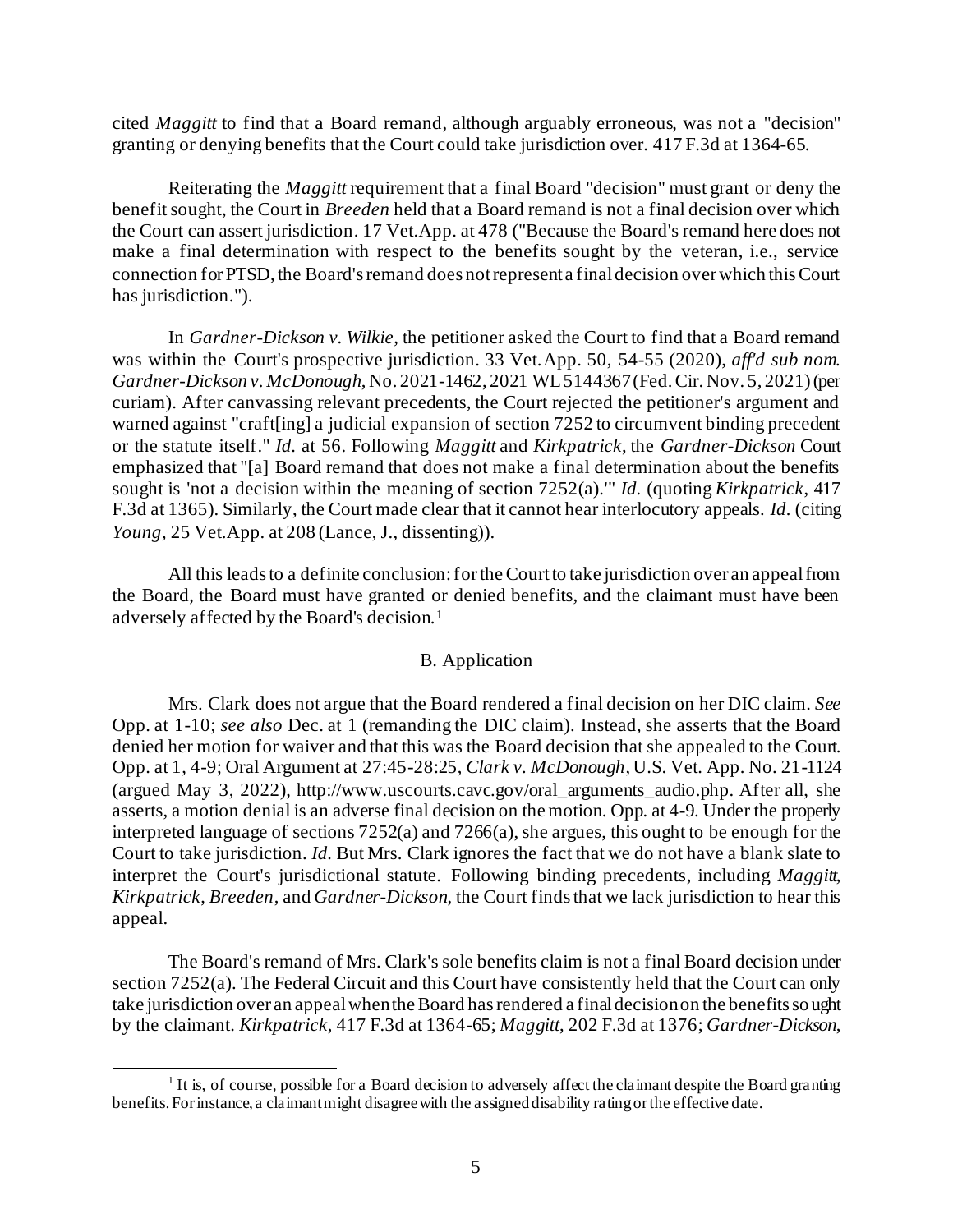cited *Maggitt* to find that a Board remand, although arguably erroneous, was not a "decision" granting or denying benefits that the Court could take jurisdiction over. 417 F.3d at 1364-65.

Reiterating the *Maggitt* requirement that a final Board "decision" must grant or deny the benefit sought, the Court in *Breeden* held that a Board remand is not a final decision over which the Court can assert jurisdiction. 17 Vet.App. at 478 ("Because the Board's remand here does not make a final determination with respect to the benefits sought by the veteran, i.e., service connection for PTSD, the Board's remand does not represent a final decision over which this Court has jurisdiction.").

In *Gardner-Dickson v. Wilkie*, the petitioner asked the Court to find that a Board remand was within the Court's prospective jurisdiction. 33 Vet.App. 50, 54-55 (2020), *aff'd sub nom. Gardner-Dickson v. McDonough*, No. 2021-1462, 2021 WL 5144367 (Fed. Cir. Nov. 5, 2021) (per curiam). After canvassing relevant precedents, the Court rejected the petitioner's argument and warned against "craft[ing] a judicial expansion of section 7252 to circumvent binding precedent or the statute itself." *Id.* at 56. Following *Maggitt* and *Kirkpatrick*, the *Gardner-Dickson* Court emphasized that "[a] Board remand that does not make a final determination about the benefits sought is 'not a decision within the meaning of section 7252(a).'" *Id.* (quoting *Kirkpatrick*, 417 F.3d at 1365). Similarly, the Court made clear that it cannot hear interlocutory appeals. *Id.* (citing *Young*, 25 Vet.App. at 208 (Lance, J., dissenting)).

All this leads to a definite conclusion: for the Court to take jurisdiction over an appeal from the Board, the Board must have granted or denied benefits, and the claimant must have been adversely affected by the Board's decision.[1]

### B. Application

Mrs. Clark does not argue that the Board rendered a final decision on her DIC claim. *See* Opp. at 1-10; *see also* Dec. at 1 (remanding the DIC claim). Instead, she asserts that the Board denied her motion for waiver and that this was the Board decision that she appealed to the Court. Opp. at 1, 4-9; Oral Argument at 27:45-28:25, *Clark v. McDonough*, U.S. Vet. App. No. 21-1124 (argued May 3, 2022), http://www.uscourts.cavc.gov/oral_arguments_audio.php. After all, she asserts, a motion denial is an adverse final decision on the motion. Opp. at 4-9. Under the properly interpreted language of sections 7252(a) and 7266(a), she argues, this ought to be enough for the Court to take jurisdiction. *Id.* But Mrs. Clark ignores the fact that we do not have a blank slate to interpret the Court's jurisdictional statute. Following binding precedents, including *Maggitt*, *Kirkpatrick*, *Breeden*, and *Gardner-Dickson*, the Court finds that we lack jurisdiction to hear this appeal.

The Board's remand of Mrs. Clark's sole benefits claim is not a final Board decision under section 7252(a). The Federal Circuit and this Court have consistently held that the Court can only take jurisdiction over an appeal when the Board has rendered a final decision on the benefits sought by the claimant. *Kirkpatrick*, 417 F.3d at 1364-65; *Maggitt*, 202 F.3d at 1376; *Gardner-Dickson*,

---

[1] It is, of course, possible for a Board decision to adversely affect the claimant despite the Board granting benefits. For instance, a claimant might disagree with the assigned disability rating or the effective date.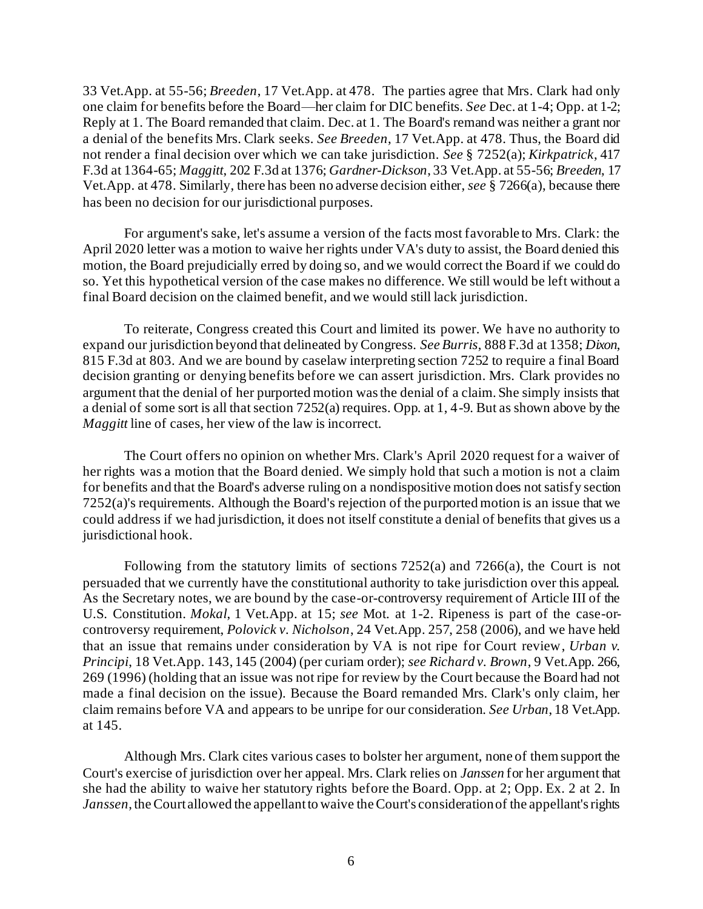33 Vet.App. at 55-56; *Breeden*, 17 Vet.App. at 478. The parties agree that Mrs. Clark had only one claim for benefits before the Board—her claim for DIC benefits. *See* Dec. at 1-4; Opp. at 1-2; Reply at 1. The Board remanded that claim. Dec. at 1. The Board's remand was neither a grant nor a denial of the benefits Mrs. Clark seeks. *See Breeden*, 17 Vet.App. at 478. Thus, the Board did not render a final decision over which we can take jurisdiction. *See* § 7252(a); *Kirkpatrick*, 417 F.3d at 1364-65; *Maggitt*, 202 F.3d at 1376; *Gardner-Dickson*, 33 Vet.App. at 55-56; *Breeden*, 17 Vet.App. at 478. Similarly, there has been no adverse decision either, *see* § 7266(a), because there has been no decision for our jurisdictional purposes.

For argument's sake, let's assume a version of the facts most favorable to Mrs. Clark: the April 2020 letter was a motion to waive her rights under VA's duty to assist, the Board denied this motion, the Board prejudicially erred by doing so, and we would correct the Board if we could do so. Yet this hypothetical version of the case makes no difference. We still would be left without a final Board decision on the claimed benefit, and we would still lack jurisdiction.

To reiterate, Congress created this Court and limited its power. We have no authority to expand our jurisdiction beyond that delineated by Congress. *See Burris*, 888 F.3d at 1358; *Dixon*, 815 F.3d at 803. And we are bound by caselaw interpreting section 7252 to require a final Board decision granting or denying benefits before we can assert jurisdiction. Mrs. Clark provides no argument that the denial of her purported motion was the denial of a claim. She simply insists that a denial of some sort is all that section 7252(a) requires. Opp. at 1, 4-9. But as shown above by the *Maggitt* line of cases, her view of the law is incorrect.

The Court offers no opinion on whether Mrs. Clark's April 2020 request for a waiver of her rights was a motion that the Board denied. We simply hold that such a motion is not a claim for benefits and that the Board's adverse ruling on a nondispositive motion does not satisfy section 7252(a)'s requirements. Although the Board's rejection of the purported motion is an issue that we could address if we had jurisdiction, it does not itself constitute a denial of benefits that gives us a jurisdictional hook.

Following from the statutory limits of sections 7252(a) and 7266(a), the Court is not persuaded that we currently have the constitutional authority to take jurisdiction over this appeal. As the Secretary notes, we are bound by the case-or-controversy requirement of Article III of the U.S. Constitution. *Mokal*, 1 Vet.App. at 15; *see* Mot. at 1-2. Ripeness is part of the case-or-controversy requirement, *Polovick v. Nicholson*, 24 Vet.App. 257, 258 (2006), and we have held that an issue that remains under consideration by VA is not ripe for Court review, *Urban v. Principi*, 18 Vet.App. 143, 145 (2004) (per curiam order); *see Richard v. Brown*, 9 Vet.App. 266, 269 (1996) (holding that an issue was not ripe for review by the Court because the Board had not made a final decision on the issue). Because the Board remanded Mrs. Clark's only claim, her claim remains before VA and appears to be unripe for our consideration. *See Urban*, 18 Vet.App. at 145.

Although Mrs. Clark cites various cases to bolster her argument, none of them support the Court's exercise of jurisdiction over her appeal. Mrs. Clark relies on *Janssen* for her argument that she had the ability to waive her statutory rights before the Board. Opp. at 2; Opp. Ex. 2 at 2. In *Janssen*, the Court allowed the appellant to waive the Court's consideration of the appellant's rights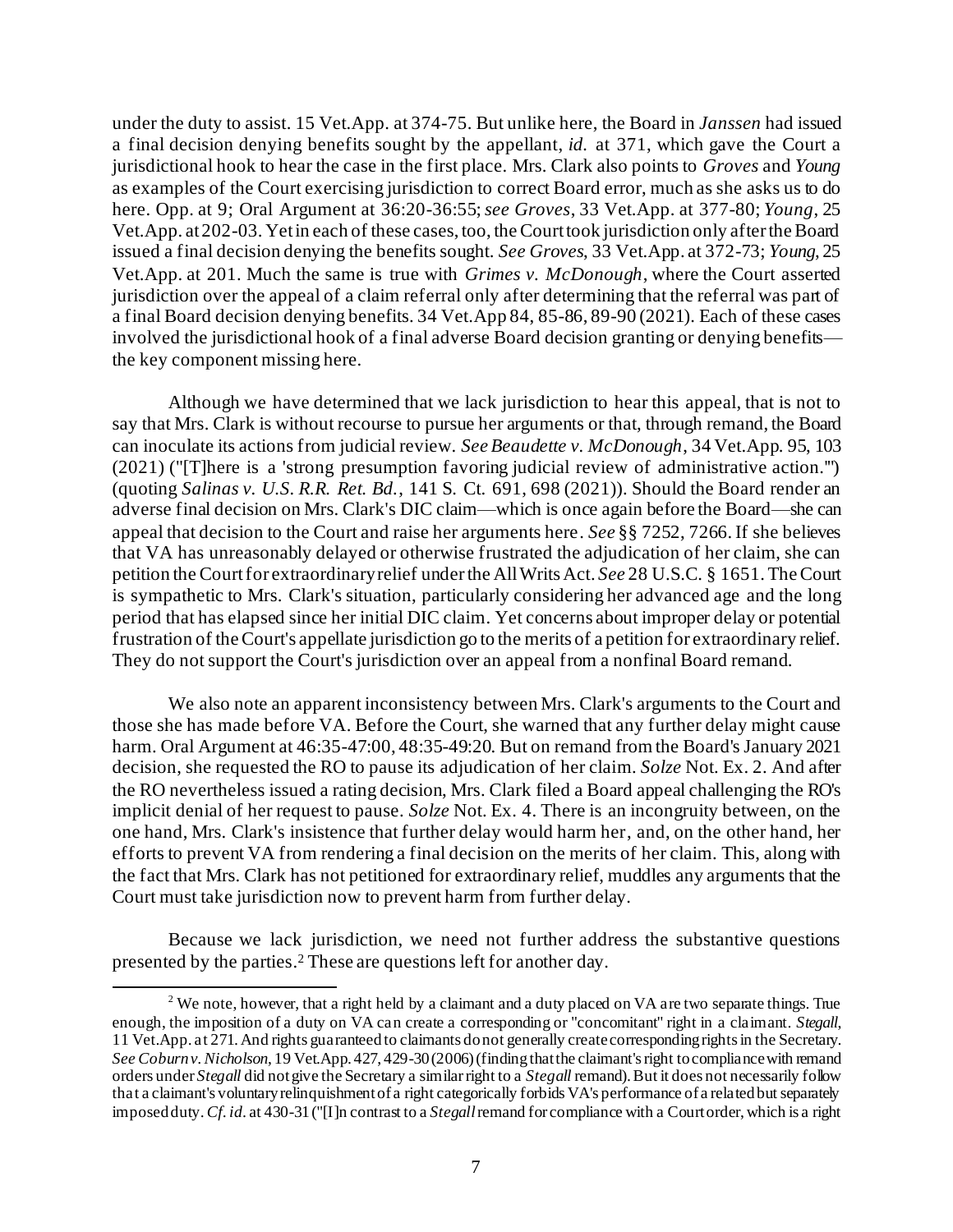under the duty to assist. 15 Vet.App. at 374-75. But unlike here, the Board in *Janssen* had issued a final decision denying benefits sought by the appellant, *id.* at 371, which gave the Court a jurisdictional hook to hear the case in the first place. Mrs. Clark also points to *Groves* and *Young* as examples of the Court exercising jurisdiction to correct Board error, much as she asks us to do here. Opp. at 9; Oral Argument at 36:20-36:55; *see Groves*, 33 Vet.App. at 377-80; *Young*, 25 Vet.App. at 202-03. Yet in each of these cases, too, the Court took jurisdiction only after the Board issued a final decision denying the benefits sought. *See Groves*, 33 Vet.App. at 372-73; *Young*, 25 Vet.App. at 201. Much the same is true with *Grimes v. McDonough*, where the Court asserted jurisdiction over the appeal of a claim referral only after determining that the referral was part of a final Board decision denying benefits. 34 Vet.App 84, 85-86, 89-90 (2021). Each of these cases involved the jurisdictional hook of a final adverse Board decision granting or denying benefits—the key component missing here.

Although we have determined that we lack jurisdiction to hear this appeal, that is not to say that Mrs. Clark is without recourse to pursue her arguments or that, through remand, the Board can inoculate its actions from judicial review. *See Beaudette v. McDonough*, 34 Vet.App. 95, 103 (2021) ("[T]here is a 'strong presumption favoring judicial review of administrative action.'") (quoting *Salinas v. U.S. R.R. Ret. Bd.*, 141 S. Ct. 691, 698 (2021)). Should the Board render an adverse final decision on Mrs. Clark's DIC claim—which is once again before the Board—she can appeal that decision to the Court and raise her arguments here. *See* §§ 7252, 7266. If she believes that VA has unreasonably delayed or otherwise frustrated the adjudication of her claim, she can petition the Court for extraordinary relief under the All Writs Act. *See* 28 U.S.C. § 1651. The Court is sympathetic to Mrs. Clark's situation, particularly considering her advanced age and the long period that has elapsed since her initial DIC claim. Yet concerns about improper delay or potential frustration of the Court's appellate jurisdiction go to the merits of a petition for extraordinary relief. They do not support the Court's jurisdiction over an appeal from a nonfinal Board remand.

We also note an apparent inconsistency between Mrs. Clark's arguments to the Court and those she has made before VA. Before the Court, she warned that any further delay might cause harm. Oral Argument at 46:35-47:00, 48:35-49:20. But on remand from the Board's January 2021 decision, she requested the RO to pause its adjudication of her claim. *Solze* Not. Ex. 2. And after the RO nevertheless issued a rating decision, Mrs. Clark filed a Board appeal challenging the RO's implicit denial of her request to pause. *Solze* Not. Ex. 4. There is an incongruity between, on the one hand, Mrs. Clark's insistence that further delay would harm her, and, on the other hand, her efforts to prevent VA from rendering a final decision on the merits of her claim. This, along with the fact that Mrs. Clark has not petitioned for extraordinary relief, muddles any arguments that the Court must take jurisdiction now to prevent harm from further delay.

Because we lack jurisdiction, we need not further address the substantive questions presented by the parties.[2] These are questions left for another day.

---

[2] We note, however, that a right held by a claimant and a duty placed on VA are two separate things. True enough, the imposition of a duty on VA can create a corresponding or "concomitant" right in a claimant. *Stegall*, 11 Vet.App. at 271. And rights guaranteed to claimants do not generally create corresponding rights in the Secretary. *See Coburn v. Nicholson*, 19 Vet.App. 427, 429-30 (2006) (finding that the claimant's right to compliance with remand orders under *Stegall* did not give the Secretary a similar right to a *Stegall* remand). But it does not necessarily follow that a claimant's voluntary relinquishment of a right categorically forbids VA's performance of a related but separately imposed duty. *Cf. id.* at 430-31 ("[I]n contrast to a *Stegall* remand for compliance with a Court order, which is a right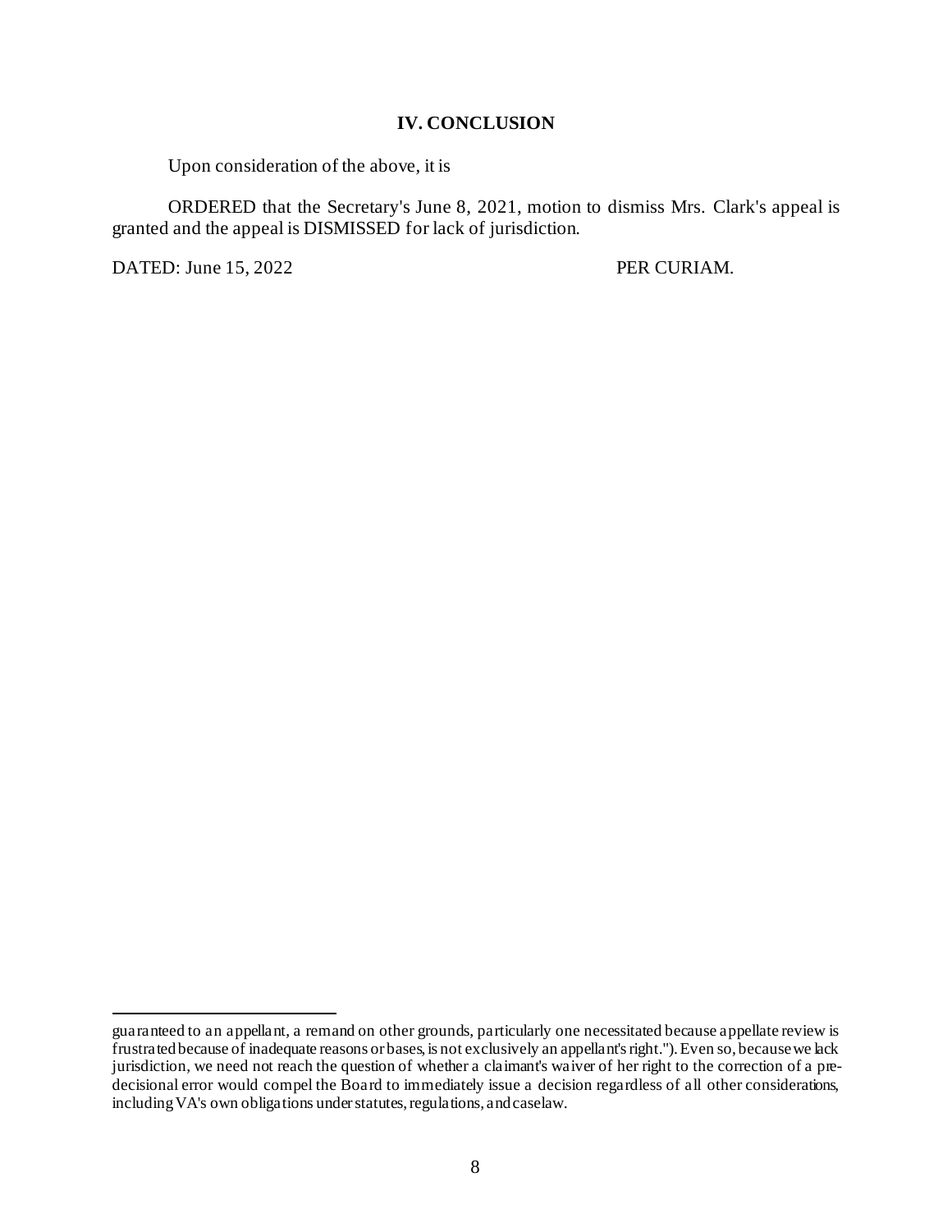## IV. CONCLUSION

Upon consideration of the above, it is

ORDERED that the Secretary's June 8, 2021, motion to dismiss Mrs. Clark's appeal is granted and the appeal is DISMISSED for lack of jurisdiction.

DATED: June 15, 2022 PER CURIAM.

---

guaranteed to an appellant, a remand on other grounds, particularly one necessitated because appellate review is frustrated because of inadequate reasons or bases, is not exclusively an appellant's right."). Even so, because we lack jurisdiction, we need not reach the question of whether a claimant's waiver of her right to the correction of a pre-decisional error would compel the Board to immediately issue a decision regardless of all other considerations, including VA's own obligations under statutes, regulations, and caselaw.